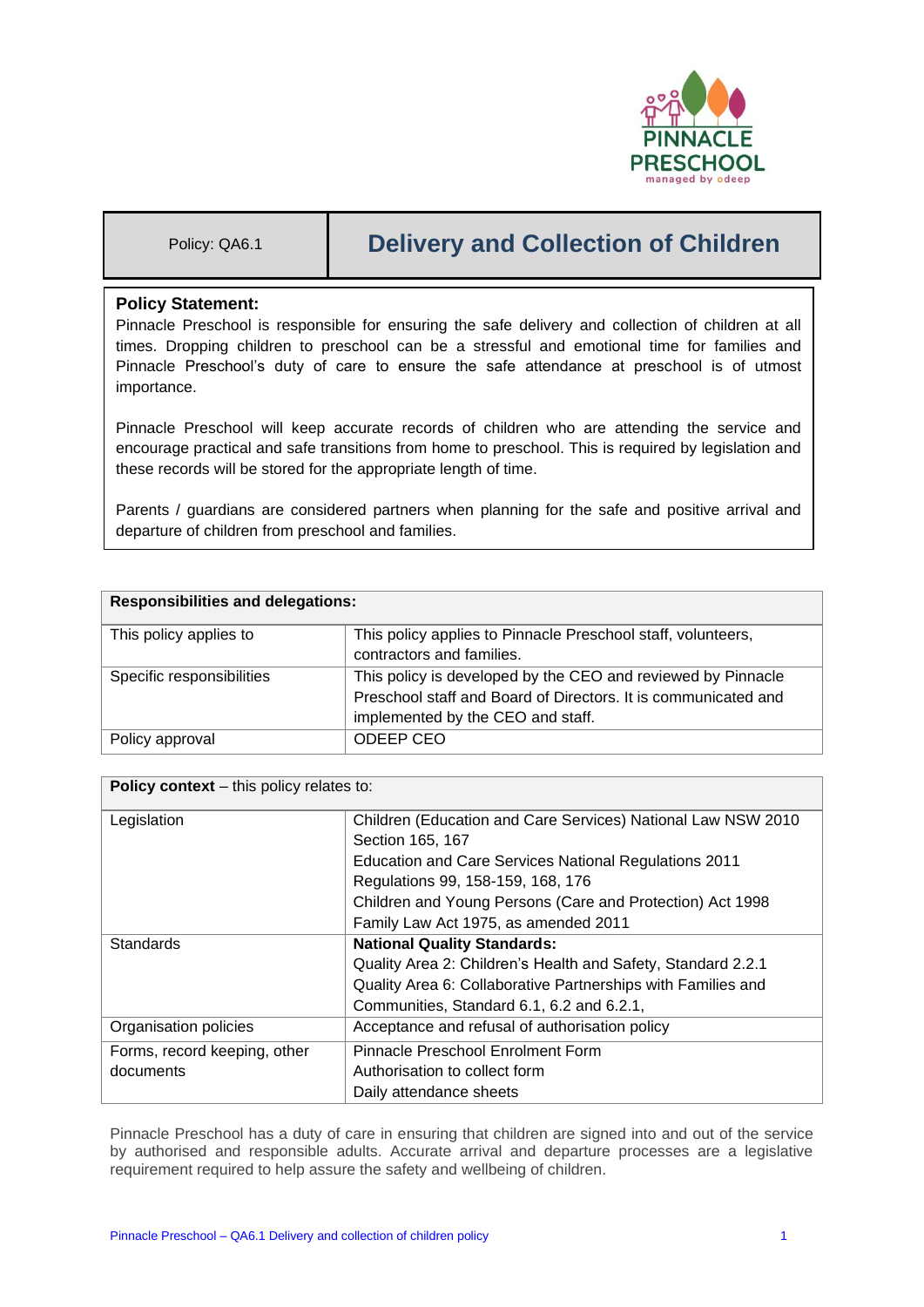PINNACLE PRESCHOOL
managed by odeep

| Policy: QA6.1 | Delivery and Collection of Children |
|---|---|

**Policy Statement:**

Pinnacle Preschool is responsible for ensuring the safe delivery and collection of children at all times. Dropping children to preschool can be a stressful and emotional time for families and Pinnacle Preschool's duty of care to ensure the safe attendance at preschool is of utmost importance.

Pinnacle Preschool will keep accurate records of children who are attending the service and encourage practical and safe transitions from home to preschool. This is required by legislation and these records will be stored for the appropriate length of time.

Parents / guardians are considered partners when planning for the safe and positive arrival and departure of children from preschool and families.

| **Responsibilities and delegations:** | |
|---|---|
| This policy applies to | This policy applies to Pinnacle Preschool staff, volunteers, contractors and families. |
| Specific responsibilities | This policy is developed by the CEO and reviewed by Pinnacle Preschool staff and Board of Directors. It is communicated and implemented by the CEO and staff. |
| Policy approval | ODEEP CEO |

| **Policy context** – this policy relates to: | |
|---|---|
| Legislation | Children (Education and Care Services) National Law NSW 2010<br>Section 165, 167<br>Education and Care Services National Regulations 2011<br>Regulations 99, 158-159, 168, 176<br>Children and Young Persons (Care and Protection) Act 1998<br>Family Law Act 1975, as amended 2011 |
| Standards | **National Quality Standards:**<br>Quality Area 2: Children's Health and Safety, Standard 2.2.1<br>Quality Area 6: Collaborative Partnerships with Families and Communities, Standard 6.1, 6.2 and 6.2.1, |
| Organisation policies | Acceptance and refusal of authorisation policy |
| Forms, record keeping, other documents | Pinnacle Preschool Enrolment Form<br>Authorisation to collect form<br>Daily attendance sheets |

Pinnacle Preschool has a duty of care in ensuring that children are signed into and out of the service by authorised and responsible adults. Accurate arrival and departure processes are a legislative requirement required to help assure the safety and wellbeing of children.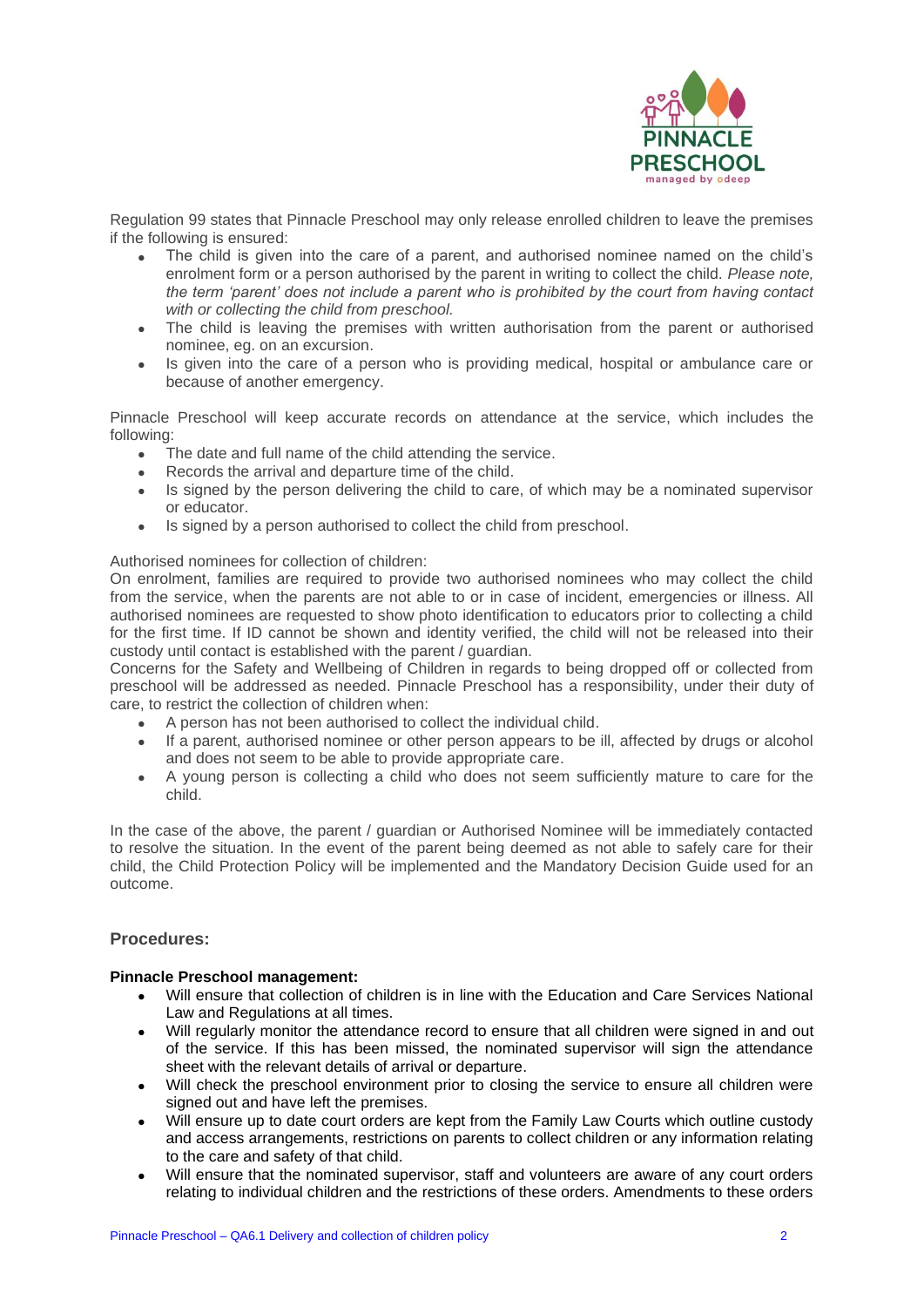Regulation 99 states that Pinnacle Preschool may only release enrolled children to leave the premises if the following is ensured:

- The child is given into the care of a parent, and authorised nominee named on the child's enrolment form or a person authorised by the parent in writing to collect the child. *Please note, the term 'parent' does not include a parent who is prohibited by the court from having contact with or collecting the child from preschool.*
- The child is leaving the premises with written authorisation from the parent or authorised nominee, eg. on an excursion.
- Is given into the care of a person who is providing medical, hospital or ambulance care or because of another emergency.

Pinnacle Preschool will keep accurate records on attendance at the service, which includes the following:

- The date and full name of the child attending the service.
- Records the arrival and departure time of the child.
- Is signed by the person delivering the child to care, of which may be a nominated supervisor or educator.
- Is signed by a person authorised to collect the child from preschool.

Authorised nominees for collection of children:
On enrolment, families are required to provide two authorised nominees who may collect the child from the service, when the parents are not able to or in case of incident, emergencies or illness. All authorised nominees are requested to show photo identification to educators prior to collecting a child for the first time. If ID cannot be shown and identity verified, the child will not be released into their custody until contact is established with the parent / guardian.
Concerns for the Safety and Wellbeing of Children in regards to being dropped off or collected from preschool will be addressed as needed. Pinnacle Preschool has a responsibility, under their duty of care, to restrict the collection of children when:

- A person has not been authorised to collect the individual child.
- If a parent, authorised nominee or other person appears to be ill, affected by drugs or alcohol and does not seem to be able to provide appropriate care.
- A young person is collecting a child who does not seem sufficiently mature to care for the child.

In the case of the above, the parent / guardian or Authorised Nominee will be immediately contacted to resolve the situation. In the event of the parent being deemed as not able to safely care for their child, the Child Protection Policy will be implemented and the Mandatory Decision Guide used for an outcome.

## Procedures:

**Pinnacle Preschool management:**

- Will ensure that collection of children is in line with the Education and Care Services National Law and Regulations at all times.
- Will regularly monitor the attendance record to ensure that all children were signed in and out of the service. If this has been missed, the nominated supervisor will sign the attendance sheet with the relevant details of arrival or departure.
- Will check the preschool environment prior to closing the service to ensure all children were signed out and have left the premises.
- Will ensure up to date court orders are kept from the Family Law Courts which outline custody and access arrangements, restrictions on parents to collect children or any information relating to the care and safety of that child.
- Will ensure that the nominated supervisor, staff and volunteers are aware of any court orders relating to individual children and the restrictions of these orders. Amendments to these orders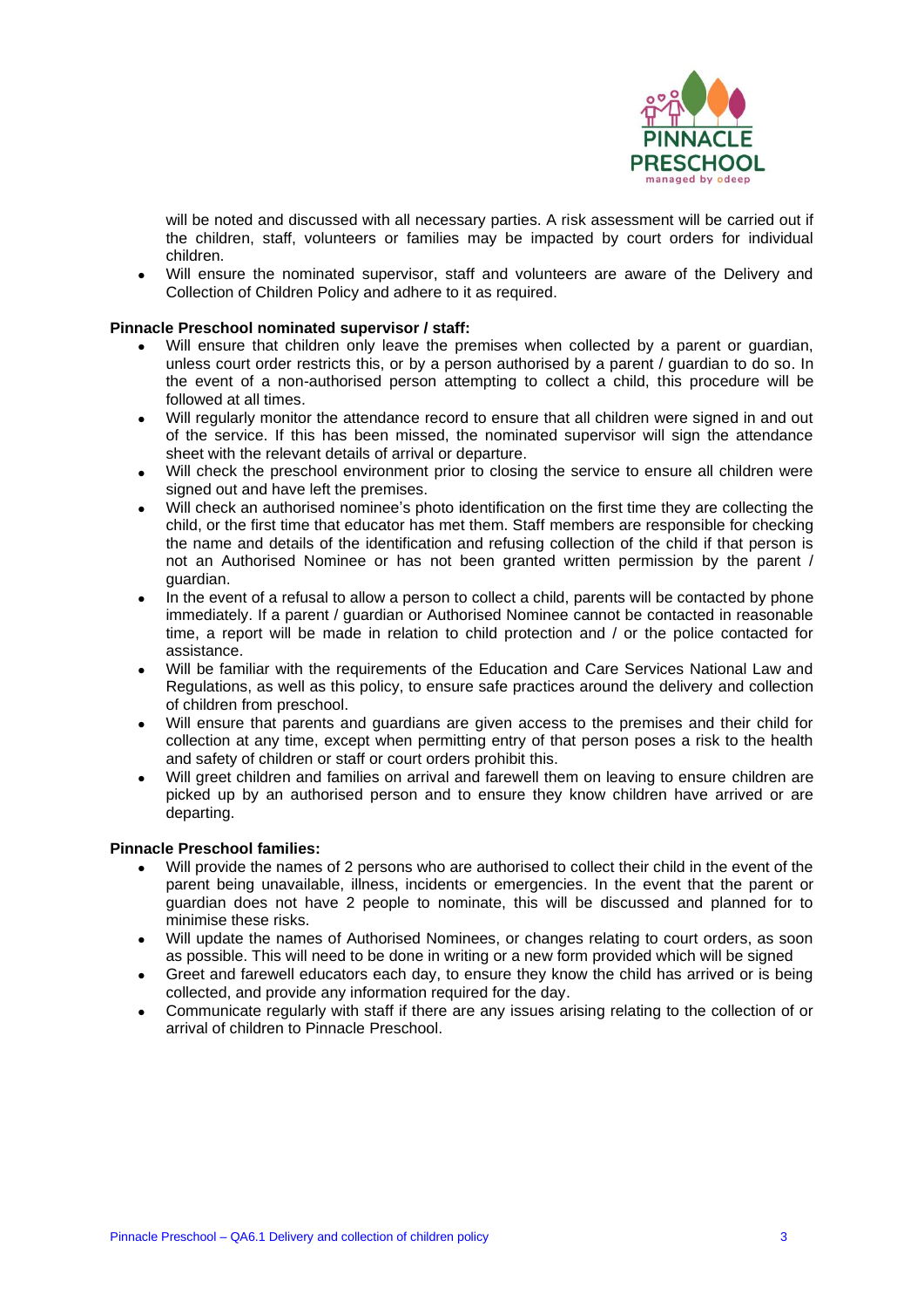will be noted and discussed with all necessary parties. A risk assessment will be carried out if the children, staff, volunteers or families may be impacted by court orders for individual children.

- Will ensure the nominated supervisor, staff and volunteers are aware of the Delivery and Collection of Children Policy and adhere to it as required.

**Pinnacle Preschool nominated supervisor / staff:**

- Will ensure that children only leave the premises when collected by a parent or guardian, unless court order restricts this, or by a person authorised by a parent / guardian to do so. In the event of a non-authorised person attempting to collect a child, this procedure will be followed at all times.
- Will regularly monitor the attendance record to ensure that all children were signed in and out of the service. If this has been missed, the nominated supervisor will sign the attendance sheet with the relevant details of arrival or departure.
- Will check the preschool environment prior to closing the service to ensure all children were signed out and have left the premises.
- Will check an authorised nominee's photo identification on the first time they are collecting the child, or the first time that educator has met them. Staff members are responsible for checking the name and details of the identification and refusing collection of the child if that person is not an Authorised Nominee or has not been granted written permission by the parent / guardian.
- In the event of a refusal to allow a person to collect a child, parents will be contacted by phone immediately. If a parent / guardian or Authorised Nominee cannot be contacted in reasonable time, a report will be made in relation to child protection and / or the police contacted for assistance.
- Will be familiar with the requirements of the Education and Care Services National Law and Regulations, as well as this policy, to ensure safe practices around the delivery and collection of children from preschool.
- Will ensure that parents and guardians are given access to the premises and their child for collection at any time, except when permitting entry of that person poses a risk to the health and safety of children or staff or court orders prohibit this.
- Will greet children and families on arrival and farewell them on leaving to ensure children are picked up by an authorised person and to ensure they know children have arrived or are departing.

**Pinnacle Preschool families:**

- Will provide the names of 2 persons who are authorised to collect their child in the event of the parent being unavailable, illness, incidents or emergencies. In the event that the parent or guardian does not have 2 people to nominate, this will be discussed and planned for to minimise these risks.
- Will update the names of Authorised Nominees, or changes relating to court orders, as soon as possible. This will need to be done in writing or a new form provided which will be signed
- Greet and farewell educators each day, to ensure they know the child has arrived or is being collected, and provide any information required for the day.
- Communicate regularly with staff if there are any issues arising relating to the collection of or arrival of children to Pinnacle Preschool.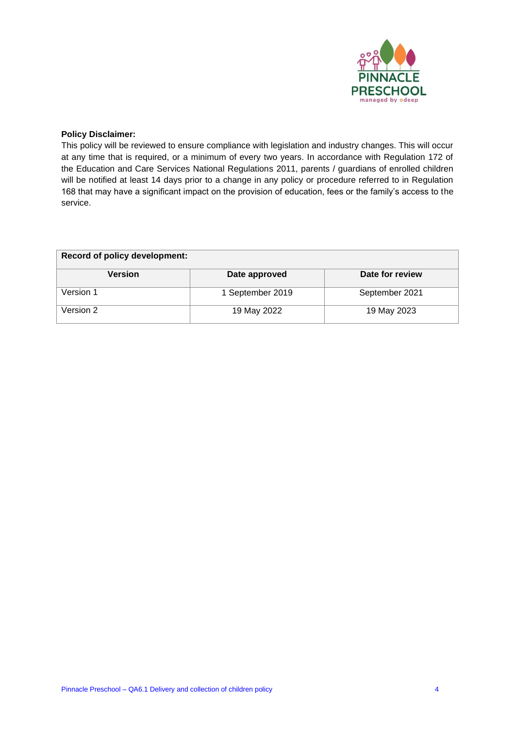**Policy Disclaimer:**

This policy will be reviewed to ensure compliance with legislation and industry changes. This will occur at any time that is required, or a minimum of every two years. In accordance with Regulation 172 of the Education and Care Services National Regulations 2011, parents / guardians of enrolled children will be notified at least 14 days prior to a change in any policy or procedure referred to in Regulation 168 that may have a significant impact on the provision of education, fees or the family's access to the service.

| **Record of policy development:** | | |
|---|---|---|
| **Version** | **Date approved** | **Date for review** |
| Version 1 | 1 September 2019 | September 2021 |
| Version 2 | 19 May 2022 | 19 May 2023 |